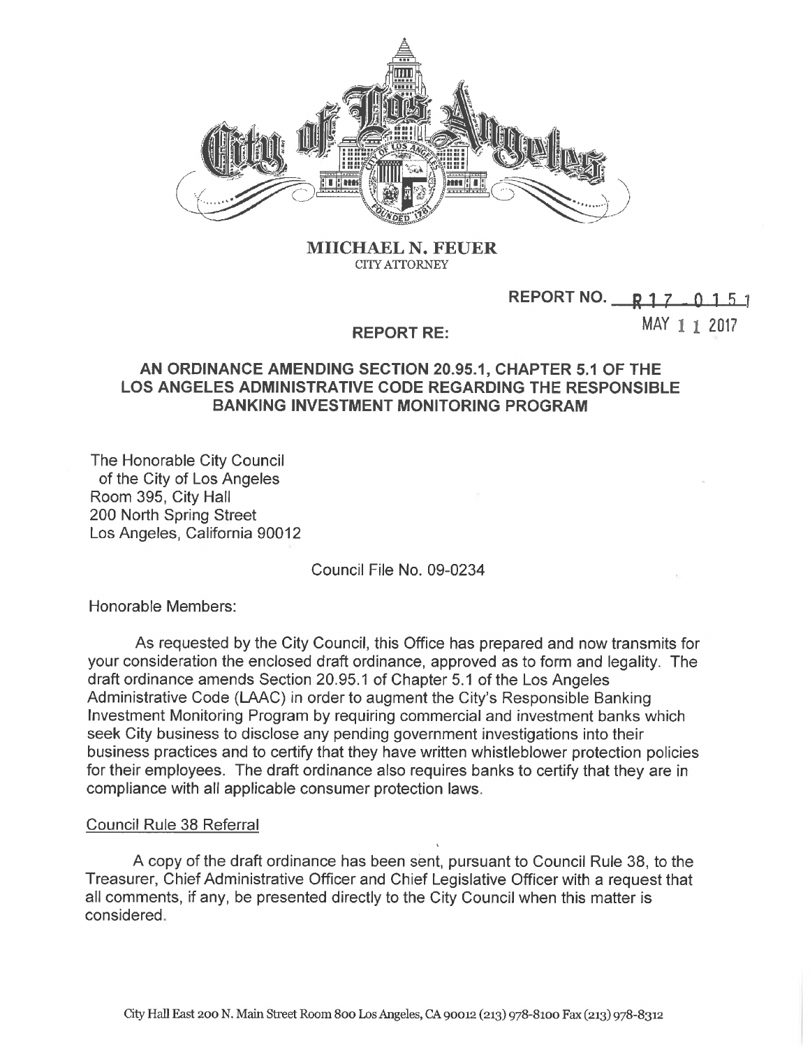**MICHAEL N. FEUER**
CITY ATTORNEY

REPORT NO. R 1 7 - 0 1 5 1

MAY 1 1 2017

**REPORT RE:**

**AN ORDINANCE AMENDING SECTION 20.95.1, CHAPTER 5.1 OF THE LOS ANGELES ADMINISTRATIVE CODE REGARDING THE RESPONSIBLE BANKING INVESTMENT MONITORING PROGRAM**

The Honorable City Council
of the City of Los Angeles
Room 395, City Hall
200 North Spring Street
Los Angeles, California 90012

Council File No. 09-0234

Honorable Members:

As requested by the City Council, this Office has prepared and now transmits for your consideration the enclosed draft ordinance, approved as to form and legality. The draft ordinance amends Section 20.95.1 of Chapter 5.1 of the Los Angeles Administrative Code (LAAC) in order to augment the City's Responsible Banking Investment Monitoring Program by requiring commercial and investment banks which seek City business to disclose any pending government investigations into their business practices and to certify that they have written whistleblower protection policies for their employees. The draft ordinance also requires banks to certify that they are in compliance with all applicable consumer protection laws.

Council Rule 38 Referral

A copy of the draft ordinance has been sent, pursuant to Council Rule 38, to the Treasurer, Chief Administrative Officer and Chief Legislative Officer with a request that all comments, if any, be presented directly to the City Council when this matter is considered.

City Hall East 200 N. Main Street Room 800 Los Angeles, CA 90012 (213) 978-8100 Fax (213) 978-8312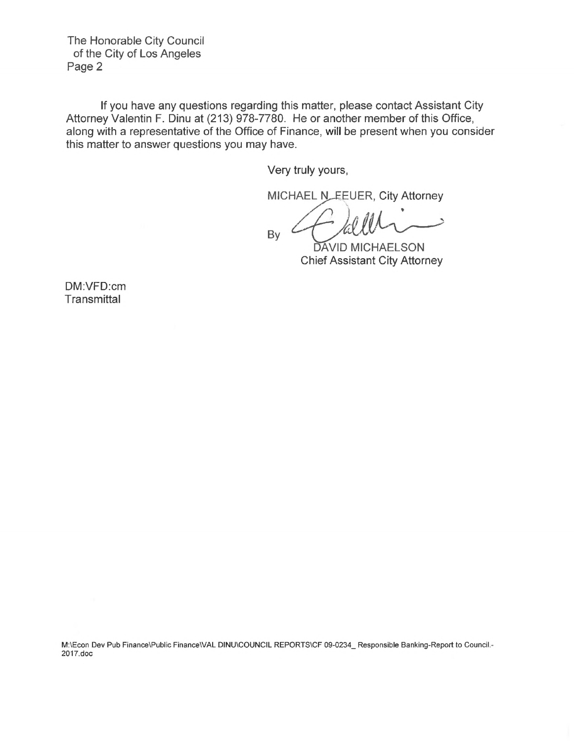If you have any questions regarding this matter, please contact Assistant City Attorney Valentin F. Dinu at (213) 978-7780. He or another member of this Office, along with a representative of the Office of Finance, will be present when you consider this matter to answer questions you may have.

Very truly yours,

MICHAEL N. FEUER, City Attorney

By

DAVID MICHAELSON
Chief Assistant City Attorney

DM:VFD:cm
Transmittal

M:\Econ Dev Pub Finance\Public Finance\VAL DINU\COUNCIL REPORTS\CF 09-0234_ Responsible Banking-Report to Council.-2017.doc